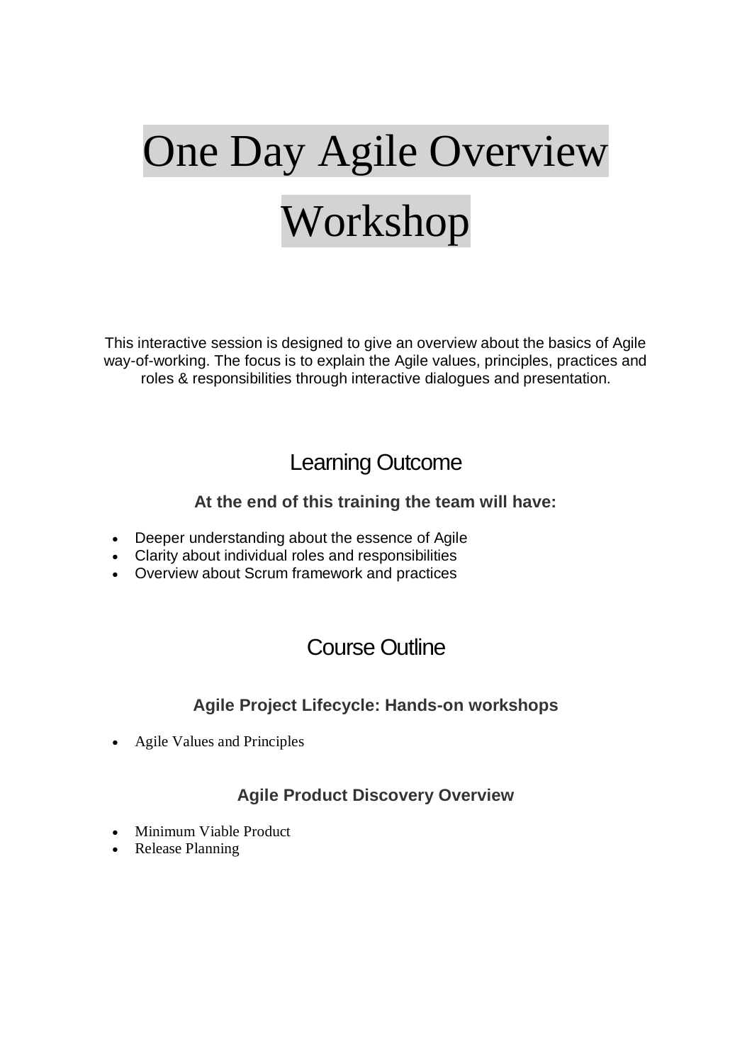# One Day Agile Overview Workshop

This interactive session is designed to give an overview about the basics of Agile way-of-working. The focus is to explain the Agile values, principles, practices and roles & responsibilities through interactive dialogues and presentation.

## Learning Outcome

### At the end of this training the team will have:

- Deeper understanding about the essence of Agile
- Clarity about individual roles and responsibilities
- Overview about Scrum framework and practices

## Course Outline

### Agile Project Lifecycle: Hands-on workshops

- Agile Values and Principles

### Agile Product Discovery Overview

- Minimum Viable Product
- Release Planning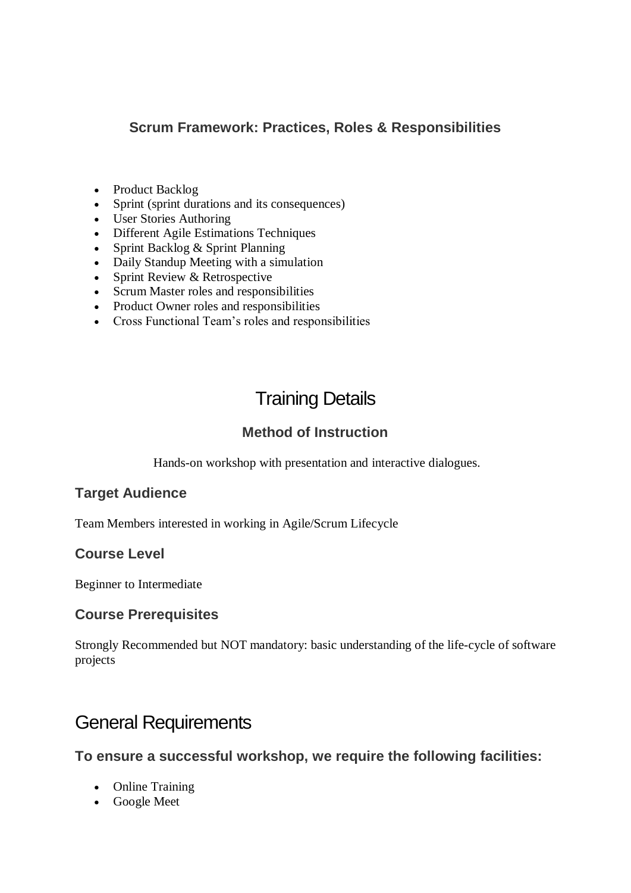### Scrum Framework: Practices, Roles & Responsibilities

- Product Backlog
- Sprint (sprint durations and its consequences)
- User Stories Authoring
- Different Agile Estimations Techniques
- Sprint Backlog & Sprint Planning
- Daily Standup Meeting with a simulation
- Sprint Review & Retrospective
- Scrum Master roles and responsibilities
- Product Owner roles and responsibilities
- Cross Functional Team's roles and responsibilities

# Training Details

### Method of Instruction

Hands-on workshop with presentation and interactive dialogues.

### Target Audience

Team Members interested in working in Agile/Scrum Lifecycle

### Course Level

Beginner to Intermediate

### Course Prerequisites

Strongly Recommended but NOT mandatory: basic understanding of the life-cycle of software projects

# General Requirements

### To ensure a successful workshop, we require the following facilities:

- Online Training
- Google Meet